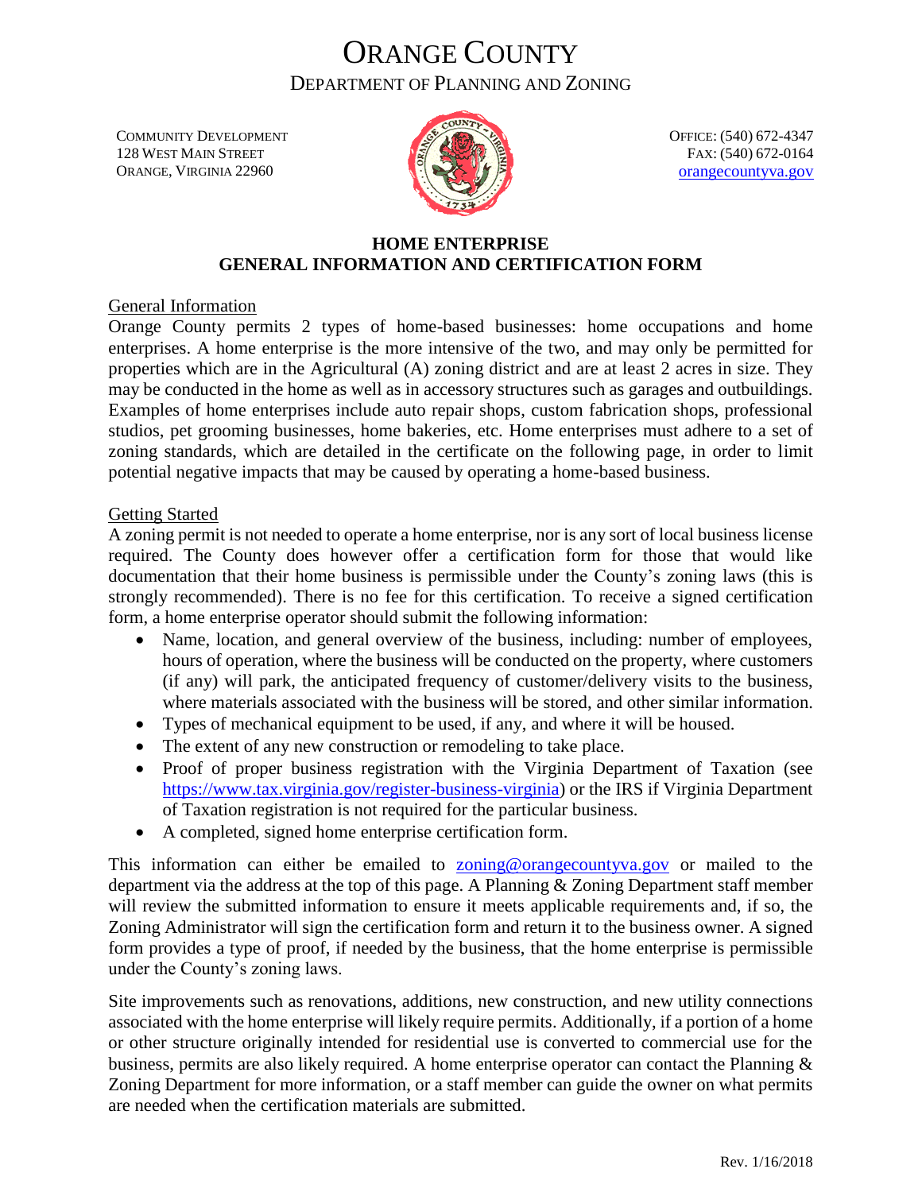# ORANGE COUNTY

## DEPARTMENT OF PLANNING AND ZONING

COMMUNITY DEVELOPMENT
128 WEST MAIN STREET
ORANGE, VIRGINIA 22960

OFFICE: (540) 672-4347
FAX: (540) 672-0164
orangecountyva.gov

### HOME ENTERPRISE
### GENERAL INFORMATION AND CERTIFICATION FORM

General Information

Orange County permits 2 types of home-based businesses: home occupations and home enterprises. A home enterprise is the more intensive of the two, and may only be permitted for properties which are in the Agricultural (A) zoning district and are at least 2 acres in size. They may be conducted in the home as well as in accessory structures such as garages and outbuildings. Examples of home enterprises include auto repair shops, custom fabrication shops, professional studios, pet grooming businesses, home bakeries, etc. Home enterprises must adhere to a set of zoning standards, which are detailed in the certificate on the following page, in order to limit potential negative impacts that may be caused by operating a home-based business.

Getting Started

A zoning permit is not needed to operate a home enterprise, nor is any sort of local business license required. The County does however offer a certification form for those that would like documentation that their home business is permissible under the County's zoning laws (this is strongly recommended). There is no fee for this certification. To receive a signed certification form, a home enterprise operator should submit the following information:

- Name, location, and general overview of the business, including: number of employees, hours of operation, where the business will be conducted on the property, where customers (if any) will park, the anticipated frequency of customer/delivery visits to the business, where materials associated with the business will be stored, and other similar information.
- Types of mechanical equipment to be used, if any, and where it will be housed.
- The extent of any new construction or remodeling to take place.
- Proof of proper business registration with the Virginia Department of Taxation (see https://www.tax.virginia.gov/register-business-virginia) or the IRS if Virginia Department of Taxation registration is not required for the particular business.
- A completed, signed home enterprise certification form.

This information can either be emailed to zoning@orangecountyva.gov or mailed to the department via the address at the top of this page. A Planning & Zoning Department staff member will review the submitted information to ensure it meets applicable requirements and, if so, the Zoning Administrator will sign the certification form and return it to the business owner. A signed form provides a type of proof, if needed by the business, that the home enterprise is permissible under the County's zoning laws.

Site improvements such as renovations, additions, new construction, and new utility connections associated with the home enterprise will likely require permits. Additionally, if a portion of a home or other structure originally intended for residential use is converted to commercial use for the business, permits are also likely required. A home enterprise operator can contact the Planning & Zoning Department for more information, or a staff member can guide the owner on what permits are needed when the certification materials are submitted.

Rev. 1/16/2018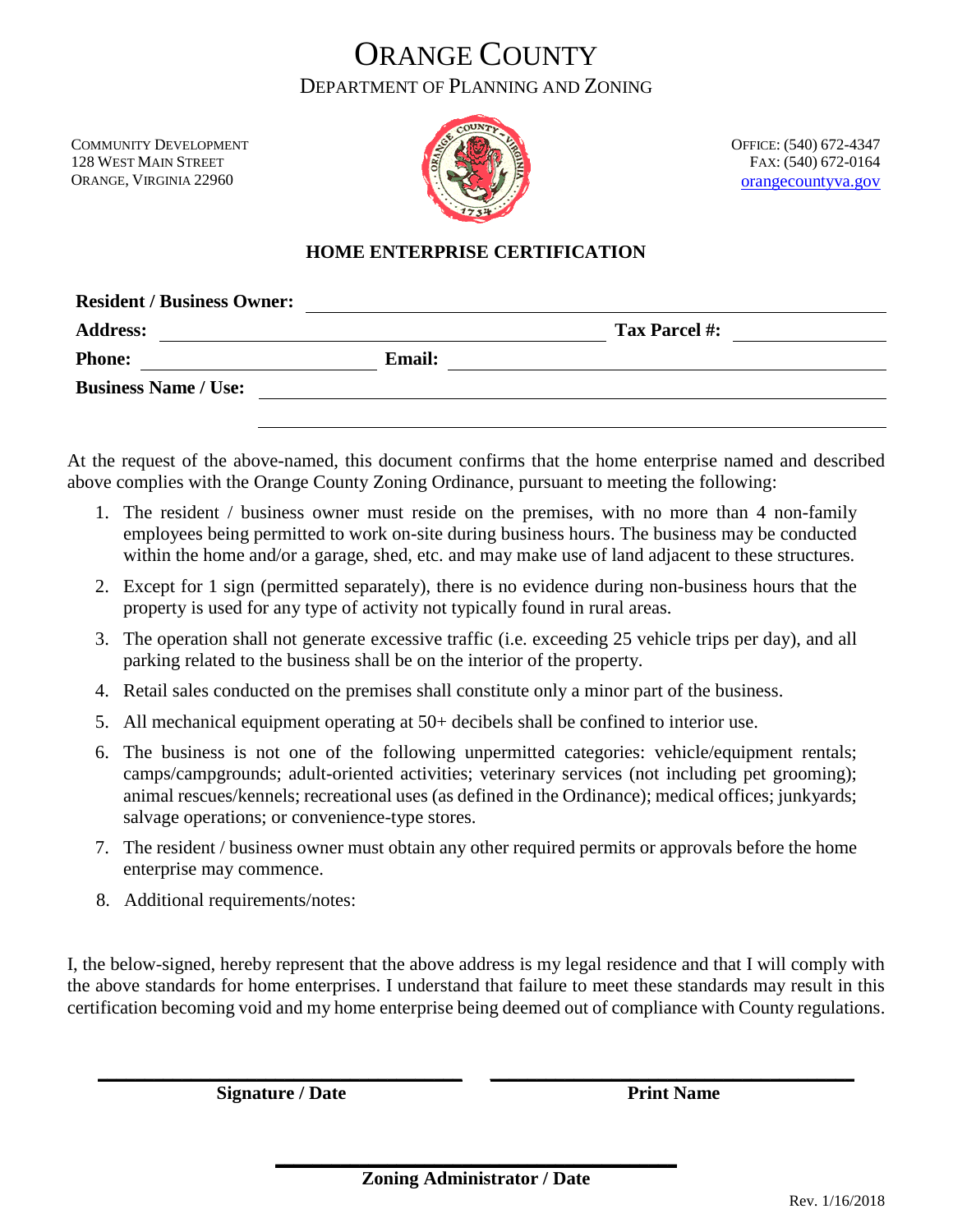# ORANGE COUNTY

DEPARTMENT OF PLANNING AND ZONING

COMMUNITY DEVELOPMENT
128 WEST MAIN STREET
ORANGE, VIRGINIA 22960

OFFICE: (540) 672-4347
FAX: (540) 672-0164
orangecountyva.gov

## HOME ENTERPRISE CERTIFICATION

**Resident / Business Owner:** \_\_\_\_\_\_\_\_\_\_\_\_\_\_\_\_\_\_\_\_\_\_\_\_\_\_\_\_\_\_\_\_\_\_\_\_

**Address:** \_\_\_\_\_\_\_\_\_\_\_\_\_\_\_\_\_\_\_\_\_\_\_\_\_\_\_\_ **Tax Parcel #:** \_\_\_\_\_\_\_\_\_\_\_\_

**Phone:** \_\_\_\_\_\_\_\_\_\_\_\_\_\_\_\_ **Email:** \_\_\_\_\_\_\_\_\_\_\_\_\_\_\_\_\_\_\_\_\_\_\_\_\_\_\_\_

**Business Name / Use:** \_\_\_\_\_\_\_\_\_\_\_\_\_\_\_\_\_\_\_\_\_\_\_\_\_\_\_\_\_\_\_\_\_\_\_\_\_\_\_\_

\_\_\_\_\_\_\_\_\_\_\_\_\_\_\_\_\_\_\_\_\_\_\_\_\_\_\_\_\_\_\_\_\_\_\_\_\_\_\_\_\_\_\_\_\_\_\_\_\_\_\_\_\_\_\_\_\_\_\_\_\_\_

At the request of the above-named, this document confirms that the home enterprise named and described above complies with the Orange County Zoning Ordinance, pursuant to meeting the following:

1. The resident / business owner must reside on the premises, with no more than 4 non-family employees being permitted to work on-site during business hours. The business may be conducted within the home and/or a garage, shed, etc. and may make use of land adjacent to these structures.
2. Except for 1 sign (permitted separately), there is no evidence during non-business hours that the property is used for any type of activity not typically found in rural areas.
3. The operation shall not generate excessive traffic (i.e. exceeding 25 vehicle trips per day), and all parking related to the business shall be on the interior of the property.
4. Retail sales conducted on the premises shall constitute only a minor part of the business.
5. All mechanical equipment operating at 50+ decibels shall be confined to interior use.
6. The business is not one of the following unpermitted categories: vehicle/equipment rentals; camps/campgrounds; adult-oriented activities; veterinary services (not including pet grooming); animal rescues/kennels; recreational uses (as defined in the Ordinance); medical offices; junkyards; salvage operations; or convenience-type stores.
7. The resident / business owner must obtain any other required permits or approvals before the home enterprise may commence.
8. Additional requirements/notes:

I, the below-signed, hereby represent that the above address is my legal residence and that I will comply with the above standards for home enterprises. I understand that failure to meet these standards may result in this certification becoming void and my home enterprise being deemed out of compliance with County regulations.

\_\_\_\_\_\_\_\_\_\_\_\_\_\_\_\_\_\_\_\_\_\_\_\_\_\_ \_\_\_\_\_\_\_\_\_\_\_\_\_\_\_\_\_\_\_\_\_\_\_\_\_\_

**Signature / Date** **Print Name**

\_\_\_\_\_\_\_\_\_\_\_\_\_\_\_\_\_\_\_\_\_\_\_\_\_\_

**Zoning Administrator / Date**

Rev. 1/16/2018